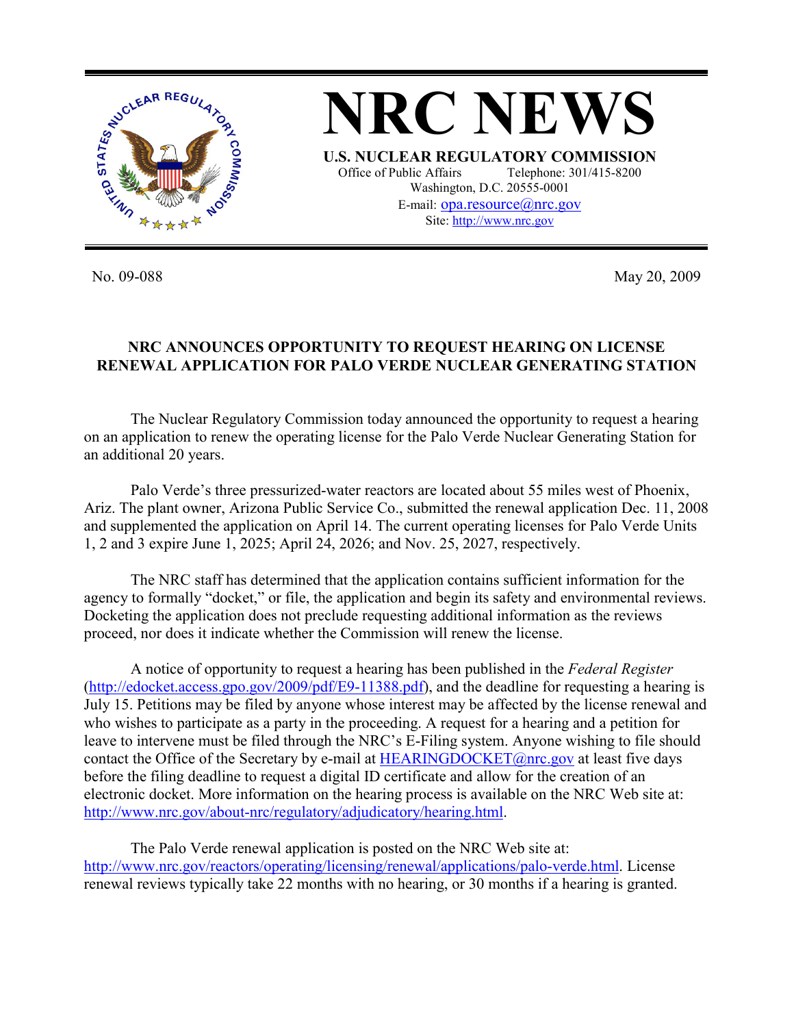# NRC NEWS

**U.S. NUCLEAR REGULATORY COMMISSION**

Office of Public Affairs Telephone: 301/415-8200
Washington, D.C. 20555-0001
E-mail: opa.resource@nrc.gov
Site: http://www.nrc.gov

No. 09-088 May 20, 2009

## NRC ANNOUNCES OPPORTUNITY TO REQUEST HEARING ON LICENSE RENEWAL APPLICATION FOR PALO VERDE NUCLEAR GENERATING STATION

The Nuclear Regulatory Commission today announced the opportunity to request a hearing on an application to renew the operating license for the Palo Verde Nuclear Generating Station for an additional 20 years.

Palo Verde's three pressurized-water reactors are located about 55 miles west of Phoenix, Ariz. The plant owner, Arizona Public Service Co., submitted the renewal application Dec. 11, 2008 and supplemented the application on April 14. The current operating licenses for Palo Verde Units 1, 2 and 3 expire June 1, 2025; April 24, 2026; and Nov. 25, 2027, respectively.

The NRC staff has determined that the application contains sufficient information for the agency to formally "docket," or file, the application and begin its safety and environmental reviews. Docketing the application does not preclude requesting additional information as the reviews proceed, nor does it indicate whether the Commission will renew the license.

A notice of opportunity to request a hearing has been published in the *Federal Register* (http://edocket.access.gpo.gov/2009/pdf/E9-11388.pdf), and the deadline for requesting a hearing is July 15. Petitions may be filed by anyone whose interest may be affected by the license renewal and who wishes to participate as a party in the proceeding. A request for a hearing and a petition for leave to intervene must be filed through the NRC's E-Filing system. Anyone wishing to file should contact the Office of the Secretary by e-mail at HEARINGDOCKET@nrc.gov at least five days before the filing deadline to request a digital ID certificate and allow for the creation of an electronic docket. More information on the hearing process is available on the NRC Web site at: http://www.nrc.gov/about-nrc/regulatory/adjudicatory/hearing.html.

The Palo Verde renewal application is posted on the NRC Web site at: http://www.nrc.gov/reactors/operating/licensing/renewal/applications/palo-verde.html. License renewal reviews typically take 22 months with no hearing, or 30 months if a hearing is granted.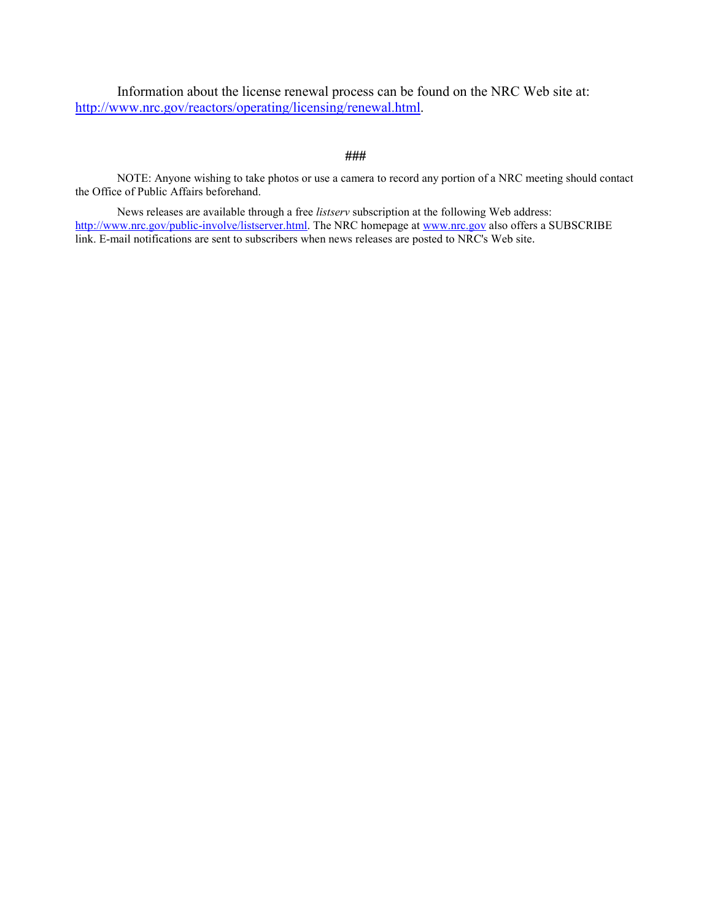Information about the license renewal process can be found on the NRC Web site at: [http://www.nrc.gov/reactors/operating/licensing/renewal.html](http://www.nrc.gov/reactors/operating/licensing/renewal.html).

###

NOTE: Anyone wishing to take photos or use a camera to record any portion of a NRC meeting should contact the Office of Public Affairs beforehand.

News releases are available through a free *listserv* subscription at the following Web address: [http://www.nrc.gov/public-involve/listserver.html](http://www.nrc.gov/public-involve/listserver.html). The NRC homepage at [www.nrc.gov](http://www.nrc.gov) also offers a SUBSCRIBE link. E-mail notifications are sent to subscribers when news releases are posted to NRC's Web site.